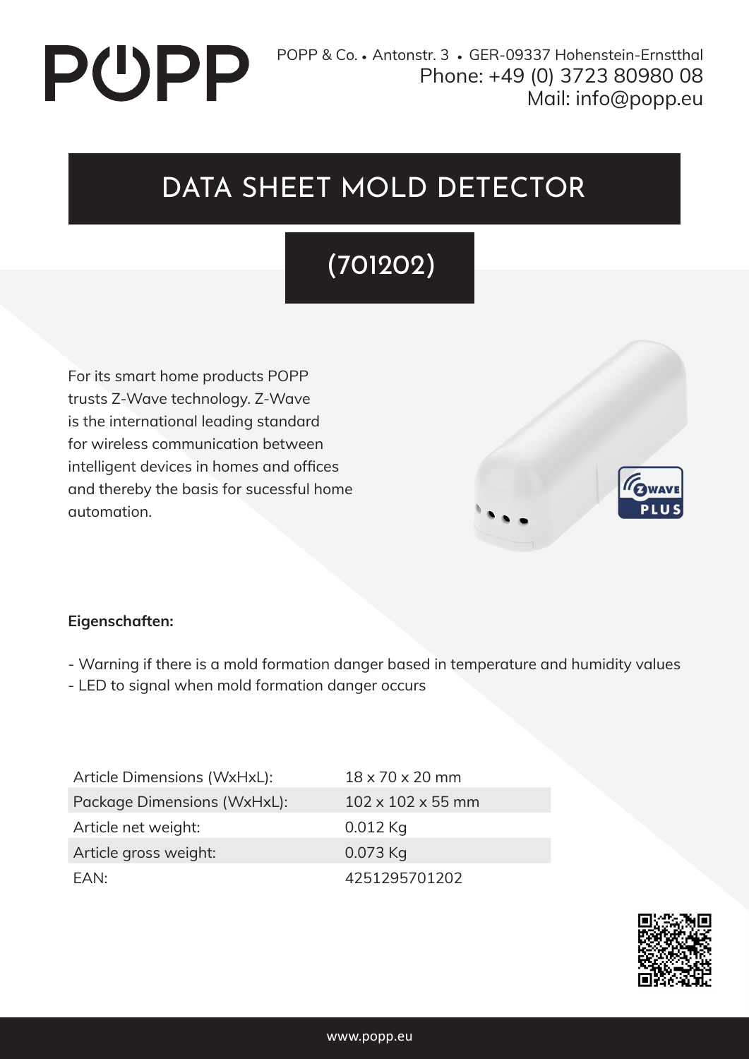POPP & Co. • Antonstr. 3 • GER-09337 Hohenstein-Ernstthal
Phone: +49 (0) 3723 80980 08
Mail: info@popp.eu

# DATA SHEET MOLD DETECTOR

## (701202)

For its smart home products POPP trusts Z-Wave technology. Z-Wave is the international leading standard for wireless communication between intelligent devices in homes and offices and thereby the basis for sucessful home automation.

**Eigenschaften:**

- Warning if there is a mold formation danger based in temperature and humidity values
- LED to signal when mold formation danger occurs

| | |
|---|---|
| Article Dimensions (WxHxL): | 18 x 70 x 20 mm |
| Package Dimensions (WxHxL): | 102 x 102 x 55 mm |
| Article net weight: | 0.012 Kg |
| Article gross weight: | 0.073 Kg |
| EAN: | 4251295701202 |

www.popp.eu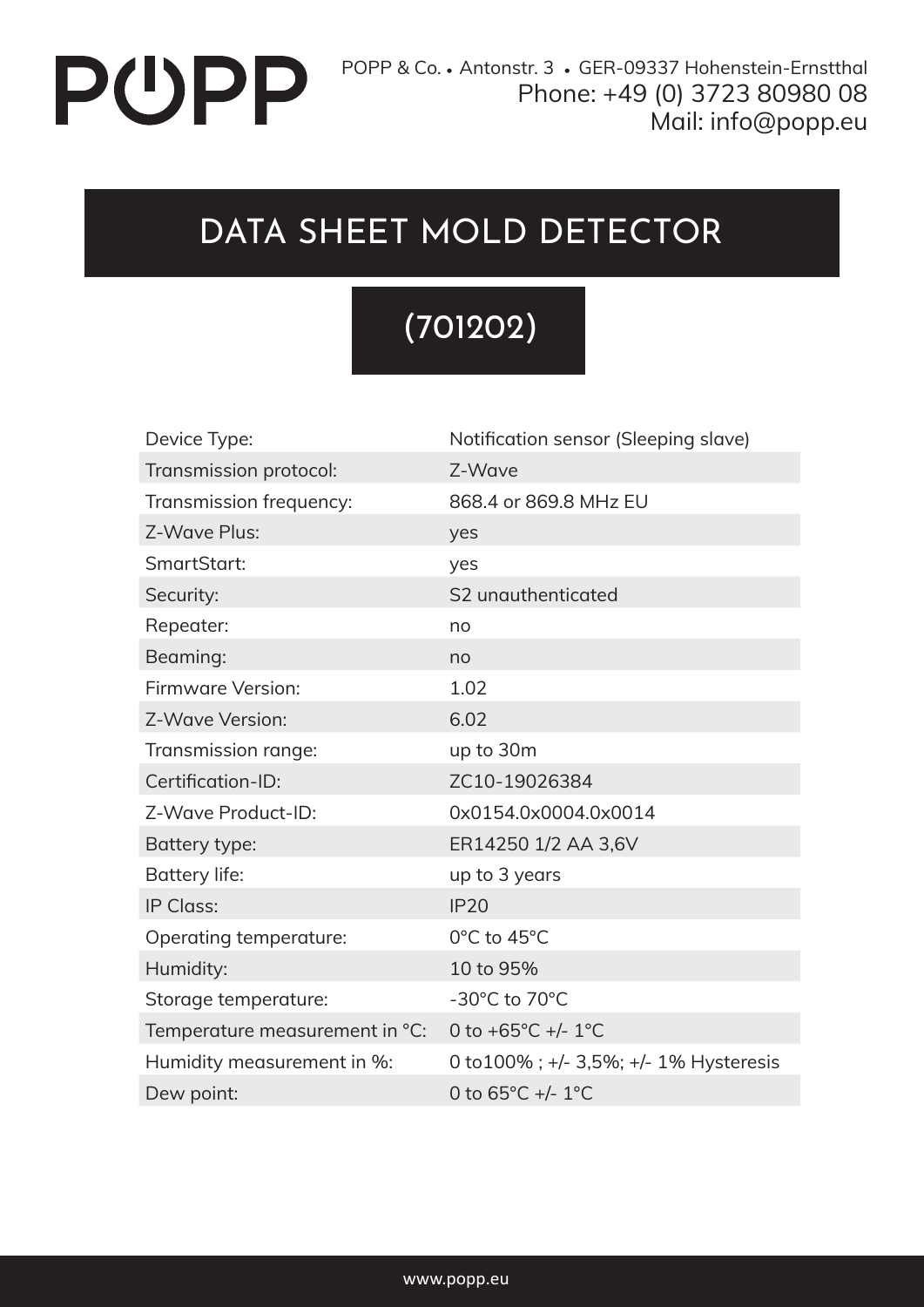POPP

POPP & Co. • Antonstr. 3 • GER-09337 Hohenstein-Ernstthal
Phone: +49 (0) 3723 80980 08
Mail: info@popp.eu

# DATA SHEET MOLD DETECTOR

## (701202)

| | |
|---|---|
| Device Type: | Notification sensor (Sleeping slave) |
| Transmission protocol: | Z-Wave |
| Transmission frequency: | 868.4 or 869.8 MHz EU |
| Z-Wave Plus: | yes |
| SmartStart: | yes |
| Security: | S2 unauthenticated |
| Repeater: | no |
| Beaming: | no |
| Firmware Version: | 1.02 |
| Z-Wave Version: | 6.02 |
| Transmission range: | up to 30m |
| Certification-ID: | ZC10-19026384 |
| Z-Wave Product-ID: | 0x0154.0x0004.0x0014 |
| Battery type: | ER14250 1/2 AA 3,6V |
| Battery life: | up to 3 years |
| IP Class: | IP20 |
| Operating temperature: | 0°C to 45°C |
| Humidity: | 10 to 95% |
| Storage temperature: | -30°C to 70°C |
| Temperature measurement in °C: | 0 to +65°C +/- 1°C |
| Humidity measurement in %: | 0 to100% ; +/- 3,5%; +/- 1% Hysteresis |
| Dew point: | 0 to 65°C +/- 1°C |

www.popp.eu